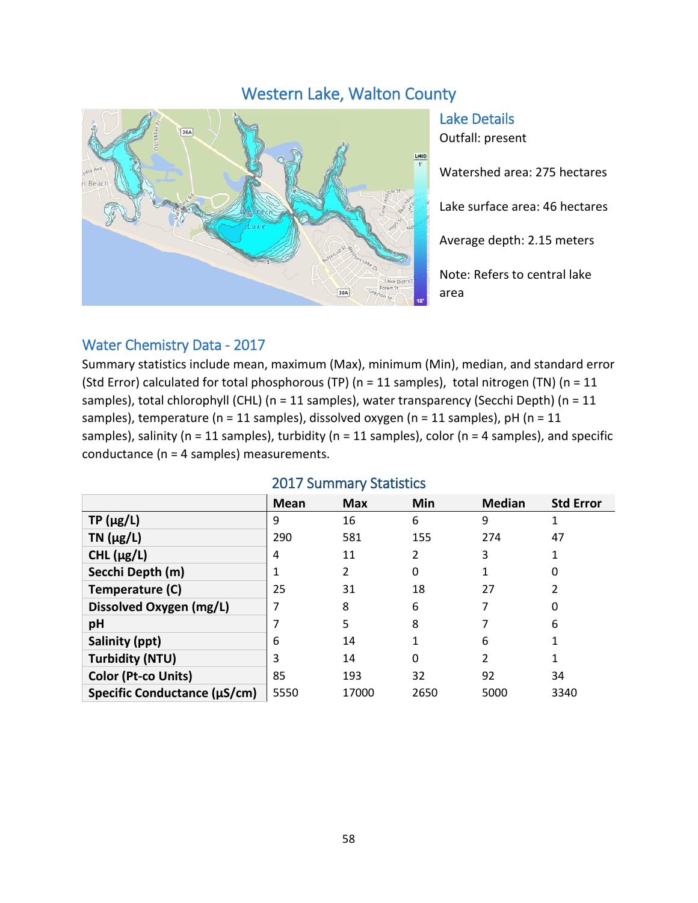# Western Lake, Walton County

## Lake Details

Outfall: present

Watershed area: 275 hectares

Lake surface area: 46 hectares

Average depth: 2.15 meters

Note: Refers to central lake area

## Water Chemistry Data - 2017

Summary statistics include mean, maximum (Max), minimum (Min), median, and standard error (Std Error) calculated for total phosphorous (TP) (n = 11 samples), total nitrogen (TN) (n = 11 samples), total chlorophyll (CHL) (n = 11 samples), water transparency (Secchi Depth) (n = 11 samples), temperature (n = 11 samples), dissolved oxygen (n = 11 samples), pH (n = 11 samples), salinity (n = 11 samples), turbidity (n = 11 samples), color (n = 4 samples), and specific conductance (n = 4 samples) measurements.

### 2017 Summary Statistics

| | Mean | Max | Min | Median | Std Error |
|---|---|---|---|---|---|
| **TP (µg/L)** | 9 | 16 | 6 | 9 | 1 |
| **TN (µg/L)** | 290 | 581 | 155 | 274 | 47 |
| **CHL (µg/L)** | 4 | 11 | 2 | 3 | 1 |
| **Secchi Depth (m)** | 1 | 2 | 0 | 1 | 0 |
| **Temperature (C)** | 25 | 31 | 18 | 27 | 2 |
| **Dissolved Oxygen (mg/L)** | 7 | 8 | 6 | 7 | 0 |
| **pH** | 7 | 5 | 8 | 7 | 6 |
| **Salinity (ppt)** | 6 | 14 | 1 | 6 | 1 |
| **Turbidity (NTU)** | 3 | 14 | 0 | 2 | 1 |
| **Color (Pt-co Units)** | 85 | 193 | 32 | 92 | 34 |
| **Specific Conductance (µS/cm)** | 5550 | 17000 | 2650 | 5000 | 3340 |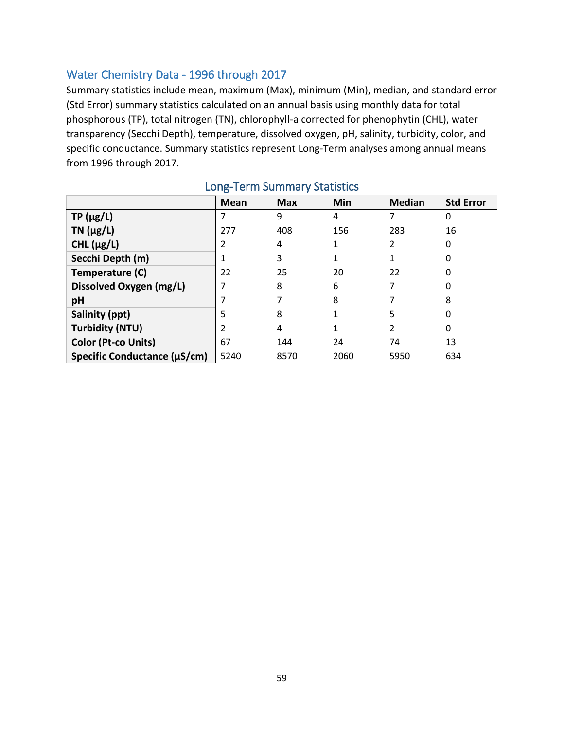## Water Chemistry Data - 1996 through 2017

Summary statistics include mean, maximum (Max), minimum (Min), median, and standard error (Std Error) summary statistics calculated on an annual basis using monthly data for total phosphorous (TP), total nitrogen (TN), chlorophyll-a corrected for phenophytin (CHL), water transparency (Secchi Depth), temperature, dissolved oxygen, pH, salinity, turbidity, color, and specific conductance. Summary statistics represent Long-Term analyses among annual means from 1996 through 2017.

### Long-Term Summary Statistics

| | Mean | Max | Min | Median | Std Error |
|---|---|---|---|---|---|
| **TP (µg/L)** | 7 | 9 | 4 | 7 | 0 |
| **TN (µg/L)** | 277 | 408 | 156 | 283 | 16 |
| **CHL (µg/L)** | 2 | 4 | 1 | 2 | 0 |
| **Secchi Depth (m)** | 1 | 3 | 1 | 1 | 0 |
| **Temperature (C)** | 22 | 25 | 20 | 22 | 0 |
| **Dissolved Oxygen (mg/L)** | 7 | 8 | 6 | 7 | 0 |
| **pH** | 7 | 7 | 8 | 7 | 8 |
| **Salinity (ppt)** | 5 | 8 | 1 | 5 | 0 |
| **Turbidity (NTU)** | 2 | 4 | 1 | 2 | 0 |
| **Color (Pt-co Units)** | 67 | 144 | 24 | 74 | 13 |
| **Specific Conductance (µS/cm)** | 5240 | 8570 | 2060 | 5950 | 634 |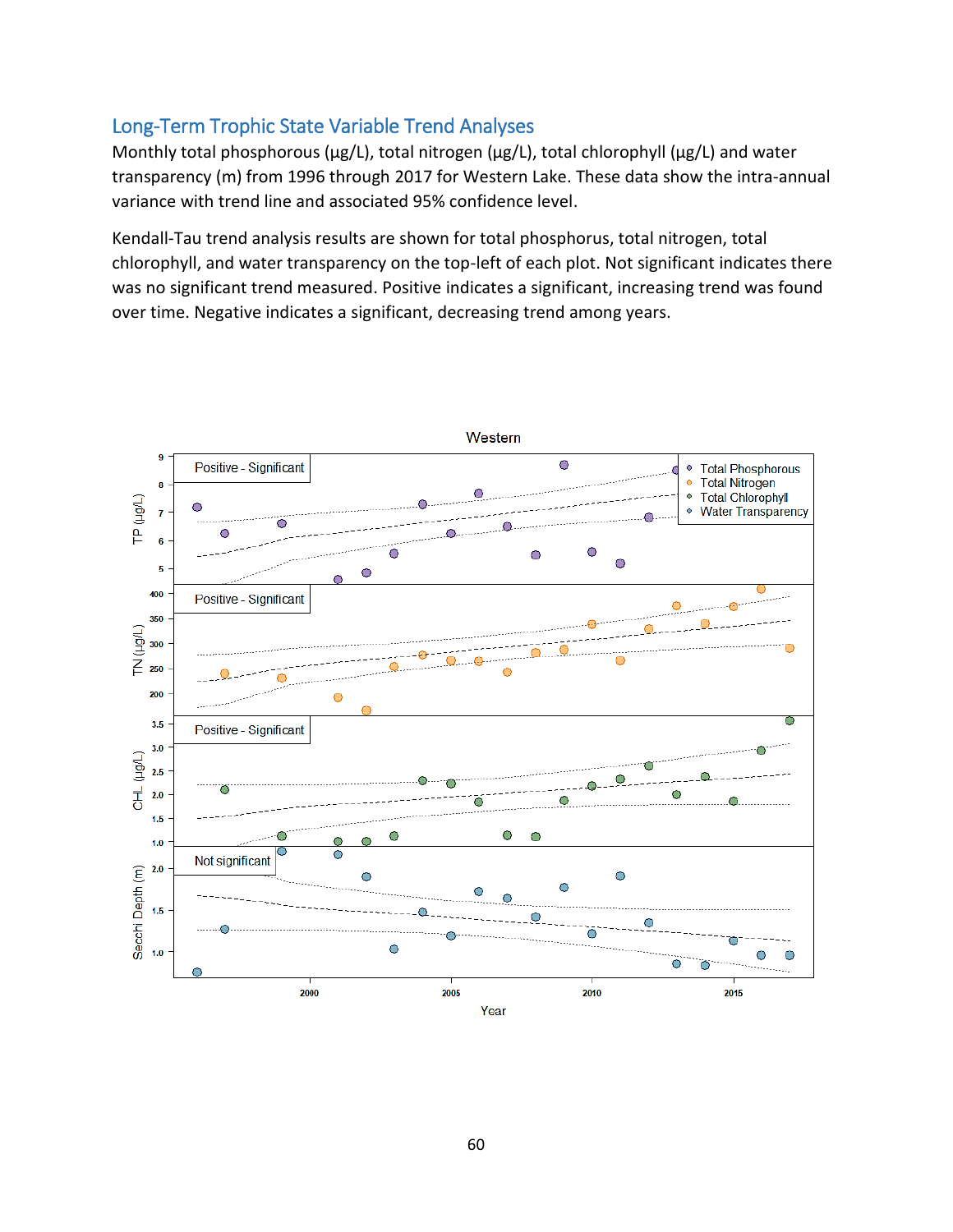## Long-Term Trophic State Variable Trend Analyses

Monthly total phosphorous (µg/L), total nitrogen (µg/L), total chlorophyll (µg/L) and water transparency (m) from 1996 through 2017 for Western Lake. These data show the intra-annual variance with trend line and associated 95% confidence level.

Kendall-Tau trend analysis results are shown for total phosphorus, total nitrogen, total chlorophyll, and water transparency on the top-left of each plot. Not significant indicates there was no significant trend measured. Positive indicates a significant, increasing trend was found over time. Negative indicates a significant, decreasing trend among years.

Western

Total Phosphorous
Total Nitrogen
Total Chlorophyll
Water Transparency

TP (µg/L)
Positive - Significant
9
8
7
6
5

TN (µg/L)
Positive - Significant
400
350
300
250
200

CHL (µg/L)
Positive - Significant
3.5
3.0
2.5
2.0
1.5
1.0

Secchi Depth (m)
Not significant
2.0
1.5
1.0

2000
2005
2010
2015

Year